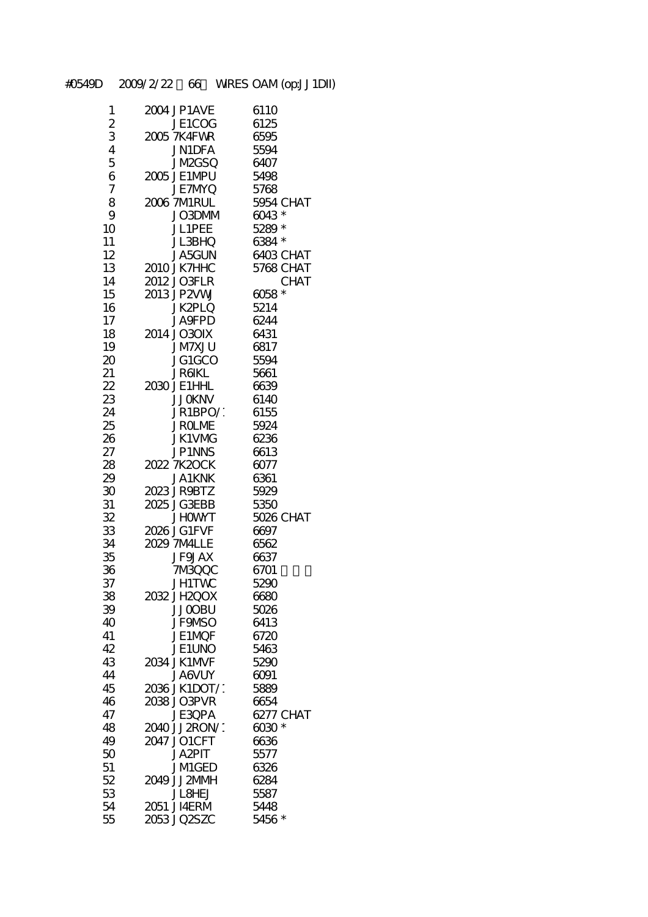#0549D　2009/2/22　66　WIRES OAM (op:JJ1DII)

| | | | | |
|---|---|---|---|---|
| 1 | 2004 | JP1AVE | 6110 | |
| 2 | | JE1COG | 6125 | |
| 3 | 2005 | 7K4FWR | 6595 | |
| 4 | | JN1DFA | 5594 | |
| 5 | | JM2GSQ | 6407 | |
| 6 | 2005 | JE1MPU | 5498 | |
| 7 | | JE7MYQ | 5768 | |
| 8 | 2006 | 7M1RUL | 5954 | CHAT |
| 9 | | JO3DMM | 6043 | * |
| 10 | | JL1PEE | 5289 | * |
| 11 | | JL3BHQ | 6384 | * |
| 12 | | JA5GUN | 6403 | CHAT |
| 13 | 2010 | JK7HHC | 5768 | CHAT |
| 14 | 2012 | JO3FLR | | CHAT |
| 15 | 2013 | JP2VWJ | 6058 | * |
| 16 | | JK2PLQ | 5214 | |
| 17 | | JA9FPD | 6244 | |
| 18 | 2014 | JO3OIX | 6431 | |
| 19 | | JM7XJU | 6817 | |
| 20 | | JG1GCO | 5594 | |
| 21 | | JR6IKL | 5661 | |
| 22 | 2030 | JE1HHL | 6639 | |
| 23 | | JJ0KNV | 6140 | |
| 24 | | JR1BPO/1 | 6155 | |
| 25 | | JR0LME | 5924 | |
| 26 | | JK1VMG | 6236 | |
| 27 | | JP1NNS | 6613 | |
| 28 | 2022 | 7K2OCK | 6077 | |
| 29 | | JA1KNK | 6361 | |
| 30 | 2023 | JR9BTZ | 5929 | |
| 31 | 2025 | JG3EBB | 5350 | |
| 32 | | JH0WYT | 5026 | CHAT |
| 33 | 2026 | JG1FVF | 6697 | |
| 34 | 2029 | 7M4LLE | 6562 | |
| 35 | | JF9JAX | 6637 | |
| 36 | | 7M3QQC | 6701 | |
| 37 | | JH1TWC | 5290 | |
| 38 | 2032 | JH2QOX | 6680 | |
| 39 | | JJ0OBU | 5026 | |
| 40 | | JF9MSO | 6413 | |
| 41 | | JE1MQF | 6720 | |
| 42 | | JE1UNO | 5463 | |
| 43 | 2034 | JK1MVF | 5290 | |
| 44 | | JA6VUY | 6091 | |
| 45 | 2036 | JK1DOT/1 | 5889 | |
| 46 | 2038 | JO3PVR | 6654 | |
| 47 | | JE3QPA | 6277 | CHAT |
| 48 | 2040 | JJ2RON/1 | 6030 | * |
| 49 | 2047 | JO1CFT | 6636 | |
| 50 | | JA2PIT | 5577 | |
| 51 | | JM1GED | 6326 | |
| 52 | 2049 | JJ2MMH | 6284 | |
| 53 | | JL8HEJ | 5587 | |
| 54 | 2051 | JI4ERM | 5448 | |
| 55 | 2053 | JQ2SZC | 5456 | * |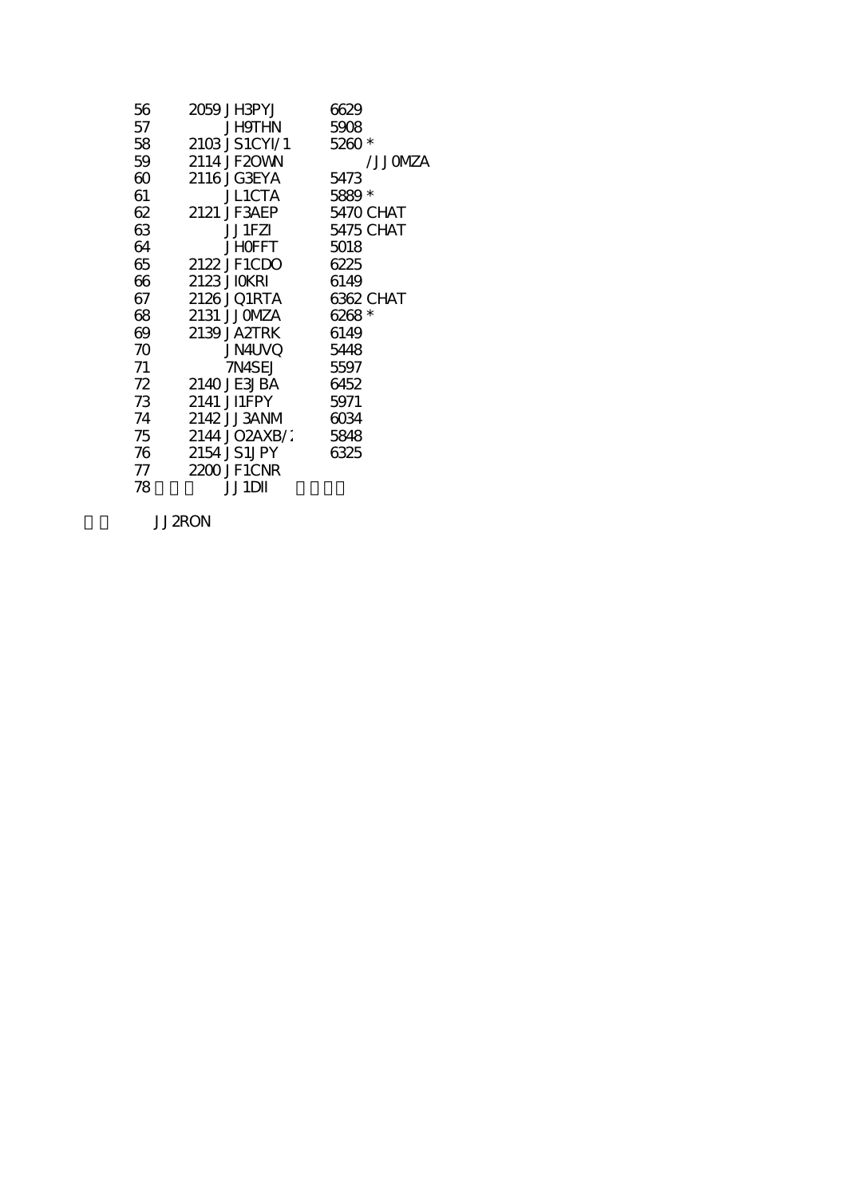| | | | | |
|---|---|---|---|---|
| 56 | 2059 | JH3PYJ | 6629 | |
| 57 | | JH9THN | 5908 | |
| 58 | 2103 | JS1CYI/1 | 5260 | * |
| 59 | 2114 | JF2OWN | | /JJ0MZA |
| 60 | 2116 | JG3EYA | 5473 | |
| 61 | | JL1CTA | 5889 | * |
| 62 | 2121 | JF3AEP | 5470 | CHAT |
| 63 | | JJ1FZI | 5475 | CHAT |
| 64 | | JH0FFT | 5018 | |
| 65 | 2122 | JF1CDO | 6225 | |
| 66 | 2123 | JI0KRI | 6149 | |
| 67 | 2126 | JQ1RTA | 6362 | CHAT |
| 68 | 2131 | JJ0MZA | 6268 | * |
| 69 | 2139 | JA2TRK | 6149 | |
| 70 | | JN4UVQ | 5448 | |
| 71 | | 7N4SEJ | 5597 | |
| 72 | 2140 | JE3JBA | 6452 | |
| 73 | 2141 | JI1FPY | 5971 | |
| 74 | 2142 | JJ3ANM | 6034 | |
| 75 | 2144 | JO2AXB/2 | 5848 | |
| 76 | 2154 | JS1JPY | 6325 | |
| 77 | 2200 | JF1CNR | | |
| 78 | | JJ1DII | | |

JJ2RON